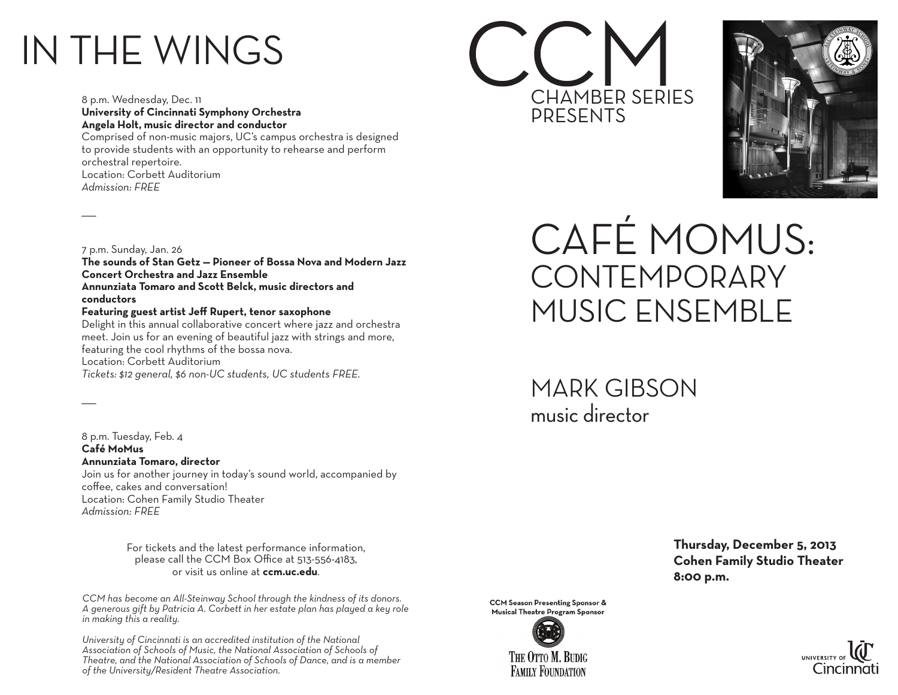# IN THE WINGS

8 p.m. Wednesday, Dec. 11
**University of Cincinnati Symphony Orchestra**
**Angela Holt, music director and conductor**
Comprised of non-music majors, UC's campus orchestra is designed to provide students with an opportunity to rehearse and perform orchestral repertoire.
Location: Corbett Auditorium
*Admission: FREE*

---

7 p.m. Sunday, Jan. 26
**The sounds of Stan Getz — Pioneer of Bossa Nova and Modern Jazz**
**Concert Orchestra and Jazz Ensemble**
**Annunziata Tomaro and Scott Belck, music directors and conductors**
**Featuring guest artist Jeff Rupert, tenor saxophone**
Delight in this annual collaborative concert where jazz and orchestra meet. Join us for an evening of beautiful jazz with strings and more, featuring the cool rhythms of the bossa nova.
Location: Corbett Auditorium
*Tickets: $12 general, $6 non-UC students, UC students FREE.*

---

8 p.m. Tuesday, Feb. 4
**Café MoMus**
**Annunziata Tomaro, director**
Join us for another journey in today's sound world, accompanied by coffee, cakes and conversation!
Location: Cohen Family Studio Theater
*Admission: FREE*

For tickets and the latest performance information, please call the CCM Box Office at 513-556-4183, or visit us online at **ccm.uc.edu**.

*CCM has become an All-Steinway School through the kindness of its donors. A generous gift by Patricia A. Corbett in her estate plan has played a key role in making this a reality.*

*University of Cincinnati is an accredited institution of the National Association of Schools of Music, the National Association of Schools of Theatre, and the National Association of Schools of Dance, and is a member of the University/Resident Theatre Association.*

# CCM
## CHAMBER SERIES PRESENTS

# CAFÉ MOMUS: CONTEMPORARY MUSIC ENSEMBLE

## MARK GIBSON
music director

**Thursday, December 5, 2013**
**Cohen Family Studio Theater**
**8:00 p.m.**

**CCM Season Presenting Sponsor & Musical Theatre Program Sponsor**

The Otto M. Budig Family Foundation

University of Cincinnati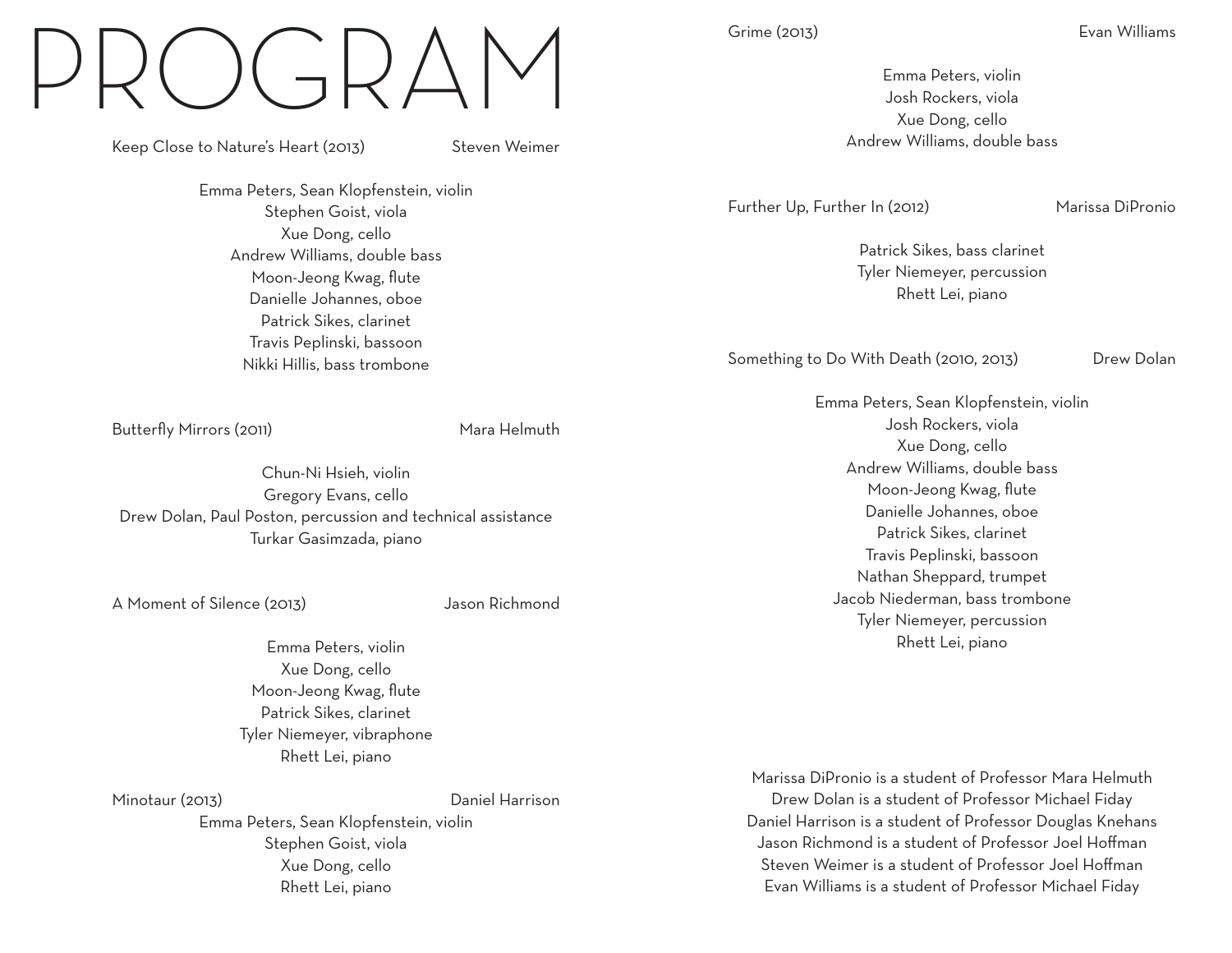# PROGRAM

Keep Close to Nature's Heart (2013) — Steven Weimer

Emma Peters, Sean Klopfenstein, violin
Stephen Goist, viola
Xue Dong, cello
Andrew Williams, double bass
Moon-Jeong Kwag, flute
Danielle Johannes, oboe
Patrick Sikes, clarinet
Travis Peplinski, bassoon
Nikki Hillis, bass trombone

Butterfly Mirrors (2011) — Mara Helmuth

Chun-Ni Hsieh, violin
Gregory Evans, cello
Drew Dolan, Paul Poston, percussion and technical assistance
Turkar Gasimzada, piano

A Moment of Silence (2013) — Jason Richmond

Emma Peters, violin
Xue Dong, cello
Moon-Jeong Kwag, flute
Patrick Sikes, clarinet
Tyler Niemeyer, vibraphone
Rhett Lei, piano

Minotaur (2013) — Daniel Harrison

Emma Peters, Sean Klopfenstein, violin
Stephen Goist, viola
Xue Dong, cello
Rhett Lei, piano

Grime (2013) — Evan Williams

Emma Peters, violin
Josh Rockers, viola
Xue Dong, cello
Andrew Williams, double bass

Further Up, Further In (2012) — Marissa DiPronio

Patrick Sikes, bass clarinet
Tyler Niemeyer, percussion
Rhett Lei, piano

Something to Do With Death (2010, 2013) — Drew Dolan

Emma Peters, Sean Klopfenstein, violin
Josh Rockers, viola
Xue Dong, cello
Andrew Williams, double bass
Moon-Jeong Kwag, flute
Danielle Johannes, oboe
Patrick Sikes, clarinet
Travis Peplinski, bassoon
Nathan Sheppard, trumpet
Jacob Niederman, bass trombone
Tyler Niemeyer, percussion
Rhett Lei, piano

Marissa DiPronio is a student of Professor Mara Helmuth
Drew Dolan is a student of Professor Michael Fiday
Daniel Harrison is a student of Professor Douglas Knehans
Jason Richmond is a student of Professor Joel Hoffman
Steven Weimer is a student of Professor Joel Hoffman
Evan Williams is a student of Professor Michael Fiday